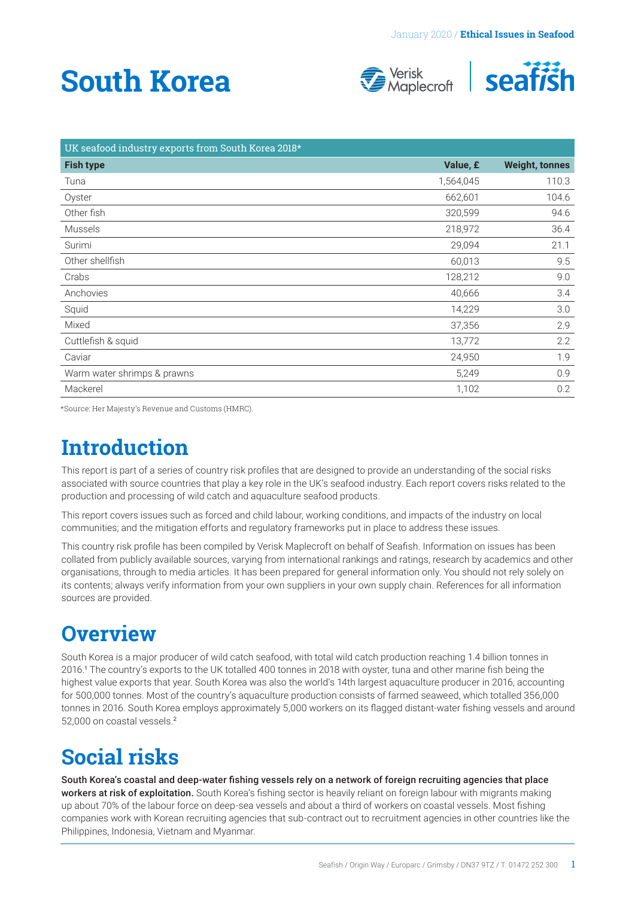# South Korea

| UK seafood industry exports from South Korea 2018* | | |
|---|---|---|
| **Fish type** | **Value, £** | **Weight, tonnes** |
| Tuna | 1,564,045 | 110.3 |
| Oyster | 662,601 | 104.6 |
| Other fish | 320,599 | 94.6 |
| Mussels | 218,972 | 36.4 |
| Surimi | 29,094 | 21.1 |
| Other shellfish | 60,013 | 9.5 |
| Crabs | 128,212 | 9.0 |
| Anchovies | 40,666 | 3.4 |
| Squid | 14,229 | 3.0 |
| Mixed | 37,356 | 2.9 |
| Cuttlefish & squid | 13,772 | 2.2 |
| Caviar | 24,950 | 1.9 |
| Warm water shrimps & prawns | 5,249 | 0.9 |
| Mackerel | 1,102 | 0.2 |

*Source: Her Majesty's Revenue and Customs (HMRC).

# Introduction

This report is part of a series of country risk profiles that are designed to provide an understanding of the social risks associated with source countries that play a key role in the UK's seafood industry. Each report covers risks related to the production and processing of wild catch and aquaculture seafood products.

This report covers issues such as forced and child labour, working conditions, and impacts of the industry on local communities; and the mitigation efforts and regulatory frameworks put in place to address these issues.

This country risk profile has been compiled by Verisk Maplecroft on behalf of Seafish. Information on issues has been collated from publicly available sources, varying from international rankings and ratings, research by academics and other organisations, through to media articles. It has been prepared for general information only. You should not rely solely on its contents; always verify information from your own suppliers in your own supply chain. References for all information sources are provided.

# Overview

South Korea is a major producer of wild catch seafood, with total wild catch production reaching 1.4 billion tonnes in 2016.[1] The country's exports to the UK totalled 400 tonnes in 2018 with oyster, tuna and other marine fish being the highest value exports that year. South Korea was also the world's 14th largest aquaculture producer in 2016, accounting for 500,000 tonnes. Most of the country's aquaculture production consists of farmed seaweed, which totalled 356,000 tonnes in 2016. South Korea employs approximately 5,000 workers on its flagged distant-water fishing vessels and around 52,000 on coastal vessels.[2]

# Social risks

**South Korea's coastal and deep-water fishing vessels rely on a network of foreign recruiting agencies that place workers at risk of exploitation.** South Korea's fishing sector is heavily reliant on foreign labour with migrants making up about 70% of the labour force on deep-sea vessels and about a third of workers on coastal vessels. Most fishing companies work with Korean recruiting agencies that sub-contract out to recruitment agencies in other countries like the Philippines, Indonesia, Vietnam and Myanmar.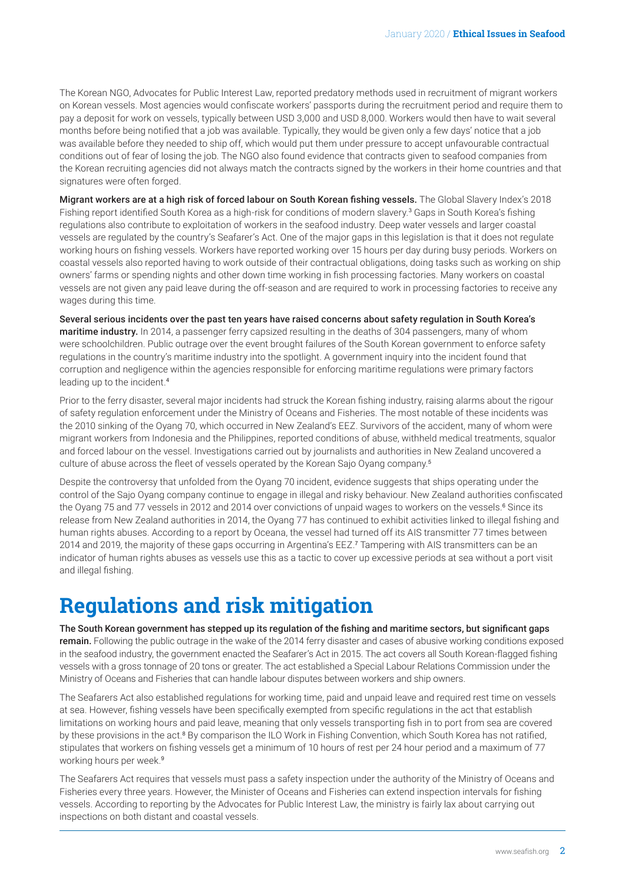The Korean NGO, Advocates for Public Interest Law, reported predatory methods used in recruitment of migrant workers on Korean vessels. Most agencies would confiscate workers' passports during the recruitment period and require them to pay a deposit for work on vessels, typically between USD 3,000 and USD 8,000. Workers would then have to wait several months before being notified that a job was available. Typically, they would be given only a few days' notice that a job was available before they needed to ship off, which would put them under pressure to accept unfavourable contractual conditions out of fear of losing the job. The NGO also found evidence that contracts given to seafood companies from the Korean recruiting agencies did not always match the contracts signed by the workers in their home countries and that signatures were often forged.

**Migrant workers are at a high risk of forced labour on South Korean fishing vessels.** The Global Slavery Index's 2018 Fishing report identified South Korea as a high-risk for conditions of modern slavery.[3] Gaps in South Korea's fishing regulations also contribute to exploitation of workers in the seafood industry. Deep water vessels and larger coastal vessels are regulated by the country's Seafarer's Act. One of the major gaps in this legislation is that it does not regulate working hours on fishing vessels. Workers have reported working over 15 hours per day during busy periods. Workers on coastal vessels also reported having to work outside of their contractual obligations, doing tasks such as working on ship owners' farms or spending nights and other down time working in fish processing factories. Many workers on coastal vessels are not given any paid leave during the off-season and are required to work in processing factories to receive any wages during this time.

**Several serious incidents over the past ten years have raised concerns about safety regulation in South Korea's maritime industry.** In 2014, a passenger ferry capsized resulting in the deaths of 304 passengers, many of whom were schoolchildren. Public outrage over the event brought failures of the South Korean government to enforce safety regulations in the country's maritime industry into the spotlight. A government inquiry into the incident found that corruption and negligence within the agencies responsible for enforcing maritime regulations were primary factors leading up to the incident.[4]

Prior to the ferry disaster, several major incidents had struck the Korean fishing industry, raising alarms about the rigour of safety regulation enforcement under the Ministry of Oceans and Fisheries. The most notable of these incidents was the 2010 sinking of the Oyang 70, which occurred in New Zealand's EEZ. Survivors of the accident, many of whom were migrant workers from Indonesia and the Philippines, reported conditions of abuse, withheld medical treatments, squalor and forced labour on the vessel. Investigations carried out by journalists and authorities in New Zealand uncovered a culture of abuse across the fleet of vessels operated by the Korean Sajo Oyang company.[5]

Despite the controversy that unfolded from the Oyang 70 incident, evidence suggests that ships operating under the control of the Sajo Oyang company continue to engage in illegal and risky behaviour. New Zealand authorities confiscated the Oyang 75 and 77 vessels in 2012 and 2014 over convictions of unpaid wages to workers on the vessels.[6] Since its release from New Zealand authorities in 2014, the Oyang 77 has continued to exhibit activities linked to illegal fishing and human rights abuses. According to a report by Oceana, the vessel had turned off its AIS transmitter 77 times between 2014 and 2019, the majority of these gaps occurring in Argentina's EEZ.[7] Tampering with AIS transmitters can be an indicator of human rights abuses as vessels use this as a tactic to cover up excessive periods at sea without a port visit and illegal fishing.

# Regulations and risk mitigation

**The South Korean government has stepped up its regulation of the fishing and maritime sectors, but significant gaps remain.** Following the public outrage in the wake of the 2014 ferry disaster and cases of abusive working conditions exposed in the seafood industry, the government enacted the Seafarer's Act in 2015. The act covers all South Korean-flagged fishing vessels with a gross tonnage of 20 tons or greater. The act established a Special Labour Relations Commission under the Ministry of Oceans and Fisheries that can handle labour disputes between workers and ship owners.

The Seafarers Act also established regulations for working time, paid and unpaid leave and required rest time on vessels at sea. However, fishing vessels have been specifically exempted from specific regulations in the act that establish limitations on working hours and paid leave, meaning that only vessels transporting fish in to port from sea are covered by these provisions in the act.[8] By comparison the ILO Work in Fishing Convention, which South Korea has not ratified, stipulates that workers on fishing vessels get a minimum of 10 hours of rest per 24 hour period and a maximum of 77 working hours per week.[9]

The Seafarers Act requires that vessels must pass a safety inspection under the authority of the Ministry of Oceans and Fisheries every three years. However, the Minister of Oceans and Fisheries can extend inspection intervals for fishing vessels. According to reporting by the Advocates for Public Interest Law, the ministry is fairly lax about carrying out inspections on both distant and coastal vessels.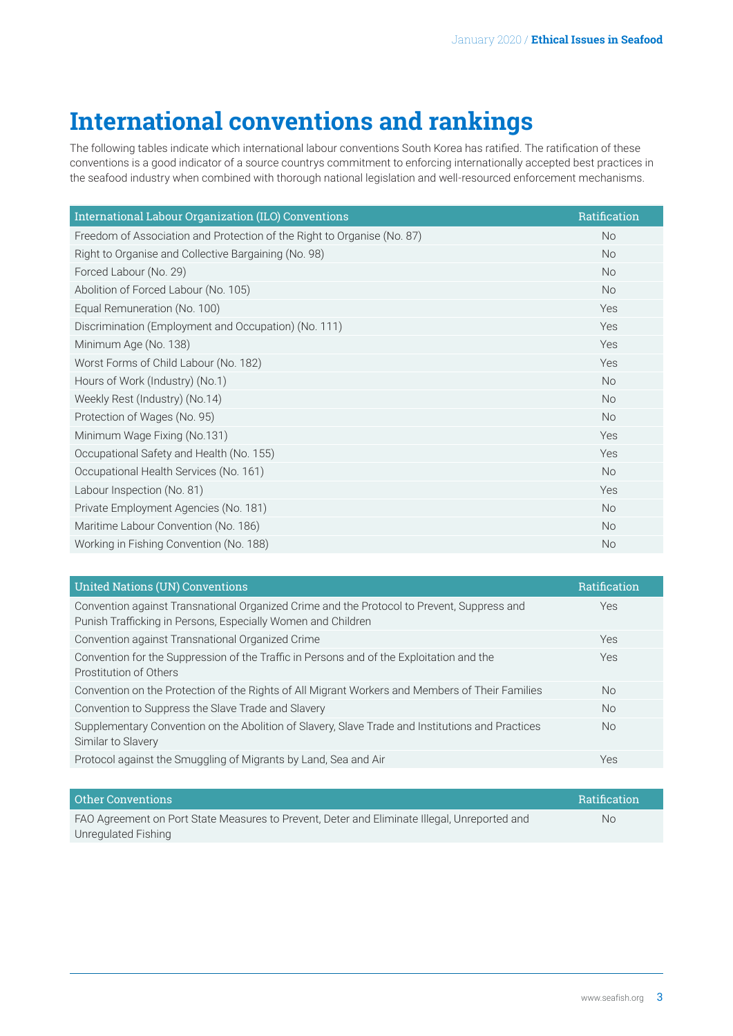# International conventions and rankings

The following tables indicate which international labour conventions South Korea has ratified. The ratification of these conventions is a good indicator of a source countrys commitment to enforcing internationally accepted best practices in the seafood industry when combined with thorough national legislation and well-resourced enforcement mechanisms.

| International Labour Organization (ILO) Conventions | Ratification |
|---|---|
| Freedom of Association and Protection of the Right to Organise (No. 87) | No |
| Right to Organise and Collective Bargaining (No. 98) | No |
| Forced Labour (No. 29) | No |
| Abolition of Forced Labour (No. 105) | No |
| Equal Remuneration (No. 100) | Yes |
| Discrimination (Employment and Occupation) (No. 111) | Yes |
| Minimum Age (No. 138) | Yes |
| Worst Forms of Child Labour (No. 182) | Yes |
| Hours of Work (Industry) (No.1) | No |
| Weekly Rest (Industry) (No.14) | No |
| Protection of Wages (No. 95) | No |
| Minimum Wage Fixing (No.131) | Yes |
| Occupational Safety and Health (No. 155) | Yes |
| Occupational Health Services (No. 161) | No |
| Labour Inspection (No. 81) | Yes |
| Private Employment Agencies (No. 181) | No |
| Maritime Labour Convention (No. 186) | No |
| Working in Fishing Convention (No. 188) | No |

| United Nations (UN) Conventions | Ratification |
|---|---|
| Convention against Transnational Organized Crime and the Protocol to Prevent, Suppress and Punish Trafficking in Persons, Especially Women and Children | Yes |
| Convention against Transnational Organized Crime | Yes |
| Convention for the Suppression of the Traffic in Persons and of the Exploitation and the Prostitution of Others | Yes |
| Convention on the Protection of the Rights of All Migrant Workers and Members of Their Families | No |
| Convention to Suppress the Slave Trade and Slavery | No |
| Supplementary Convention on the Abolition of Slavery, Slave Trade and Institutions and Practices Similar to Slavery | No |
| Protocol against the Smuggling of Migrants by Land, Sea and Air | Yes |

| Other Conventions | Ratification |
|---|---|
| FAO Agreement on Port State Measures to Prevent, Deter and Eliminate Illegal, Unreported and Unregulated Fishing | No |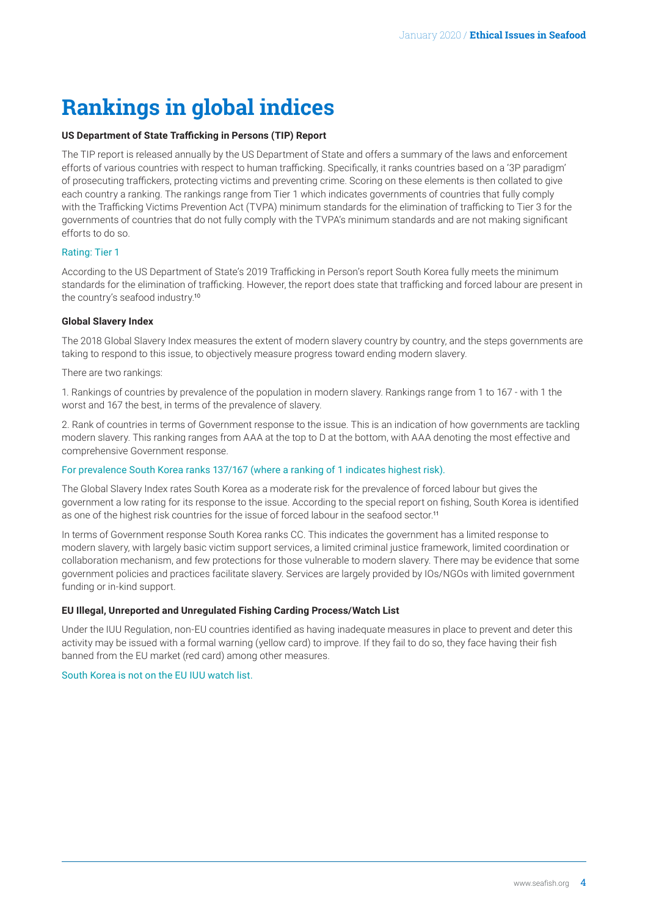# Rankings in global indices

### US Department of State Trafficking in Persons (TIP) Report

The TIP report is released annually by the US Department of State and offers a summary of the laws and enforcement efforts of various countries with respect to human trafficking. Specifically, it ranks countries based on a '3P paradigm' of prosecuting traffickers, protecting victims and preventing crime. Scoring on these elements is then collated to give each country a ranking. The rankings range from Tier 1 which indicates governments of countries that fully comply with the Trafficking Victims Prevention Act (TVPA) minimum standards for the elimination of trafficking to Tier 3 for the governments of countries that do not fully comply with the TVPA's minimum standards and are not making significant efforts to do so.

Rating: Tier 1

According to the US Department of State's 2019 Trafficking in Person's report South Korea fully meets the minimum standards for the elimination of trafficking. However, the report does state that trafficking and forced labour are present in the country's seafood industry.[10]

### Global Slavery Index

The 2018 Global Slavery Index measures the extent of modern slavery country by country, and the steps governments are taking to respond to this issue, to objectively measure progress toward ending modern slavery.

There are two rankings:

1. Rankings of countries by prevalence of the population in modern slavery. Rankings range from 1 to 167 - with 1 the worst and 167 the best, in terms of the prevalence of slavery.

2. Rank of countries in terms of Government response to the issue. This is an indication of how governments are tackling modern slavery. This ranking ranges from AAA at the top to D at the bottom, with AAA denoting the most effective and comprehensive Government response.

For prevalence South Korea ranks 137/167 (where a ranking of 1 indicates highest risk).

The Global Slavery Index rates South Korea as a moderate risk for the prevalence of forced labour but gives the government a low rating for its response to the issue. According to the special report on fishing, South Korea is identified as one of the highest risk countries for the issue of forced labour in the seafood sector.[11]

In terms of Government response South Korea ranks CC. This indicates the government has a limited response to modern slavery, with largely basic victim support services, a limited criminal justice framework, limited coordination or collaboration mechanism, and few protections for those vulnerable to modern slavery. There may be evidence that some government policies and practices facilitate slavery. Services are largely provided by IOs/NGOs with limited government funding or in-kind support.

### EU Illegal, Unreported and Unregulated Fishing Carding Process/Watch List

Under the IUU Regulation, non-EU countries identified as having inadequate measures in place to prevent and deter this activity may be issued with a formal warning (yellow card) to improve. If they fail to do so, they face having their fish banned from the EU market (red card) among other measures.

South Korea is not on the EU IUU watch list.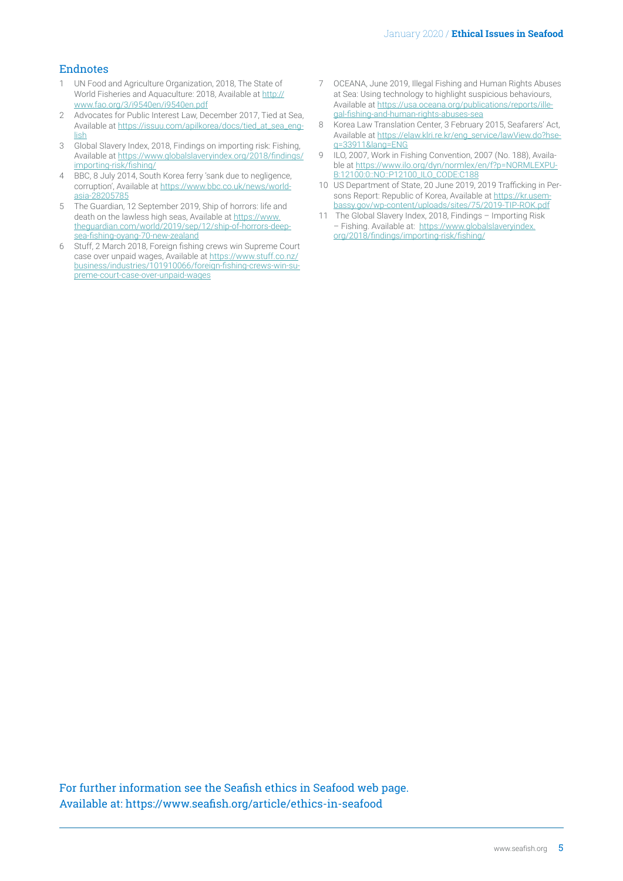## Endnotes

1. UN Food and Agriculture Organization, 2018, The State of World Fisheries and Aquaculture: 2018, Available at http://www.fao.org/3/i9540en/i9540en.pdf
2. Advocates for Public Interest Law, December 2017, Tied at Sea, Available at https://issuu.com/apilkorea/docs/tied_at_sea_english
3. Global Slavery Index, 2018, Findings on importing risk: Fishing, Available at https://www.globalslaveryindex.org/2018/findings/importing-risk/fishing/
4. BBC, 8 July 2014, South Korea ferry 'sank due to negligence, corruption', Available at https://www.bbc.co.uk/news/world-asia-28205785
5. The Guardian, 12 September 2019, Ship of horrors: life and death on the lawless high seas, Available at https://www.theguardian.com/world/2019/sep/12/ship-of-horrors-deep-sea-fishing-oyang-70-new-zealand
6. Stuff, 2 March 2018, Foreign fishing crews win Supreme Court case over unpaid wages, Available at https://www.stuff.co.nz/business/industries/101910066/foreign-fishing-crews-win-supreme-court-case-over-unpaid-wages
7. OCEANA, June 2019, Illegal Fishing and Human Rights Abuses at Sea: Using technology to highlight suspicious behaviours, Available at https://usa.oceana.org/publications/reports/illegal-fishing-and-human-rights-abuses-sea
8. Korea Law Translation Center, 3 February 2015, Seafarers' Act, Available at https://elaw.klri.re.kr/eng_service/lawView.do?hseq=33911&lang=ENG
9. ILO, 2007, Work in Fishing Convention, 2007 (No. 188), Available at https://www.ilo.org/dyn/normlex/en/f?p=NORMLEXPUB:12100:0::NO::P12100_ILO_CODE:C188
10. US Department of State, 20 June 2019, 2019 Trafficking in Persons Report: Republic of Korea, Available at https://kr.usembassy.gov/wp-content/uploads/sites/75/2019-TIP-ROK.pdf
11. The Global Slavery Index, 2018, Findings – Importing Risk – Fishing. Available at: https://www.globalslaveryindex.org/2018/findings/importing-risk/fishing/

For further information see the Seafish ethics in Seafood web page.
Available at: https://www.seafish.org/article/ethics-in-seafood